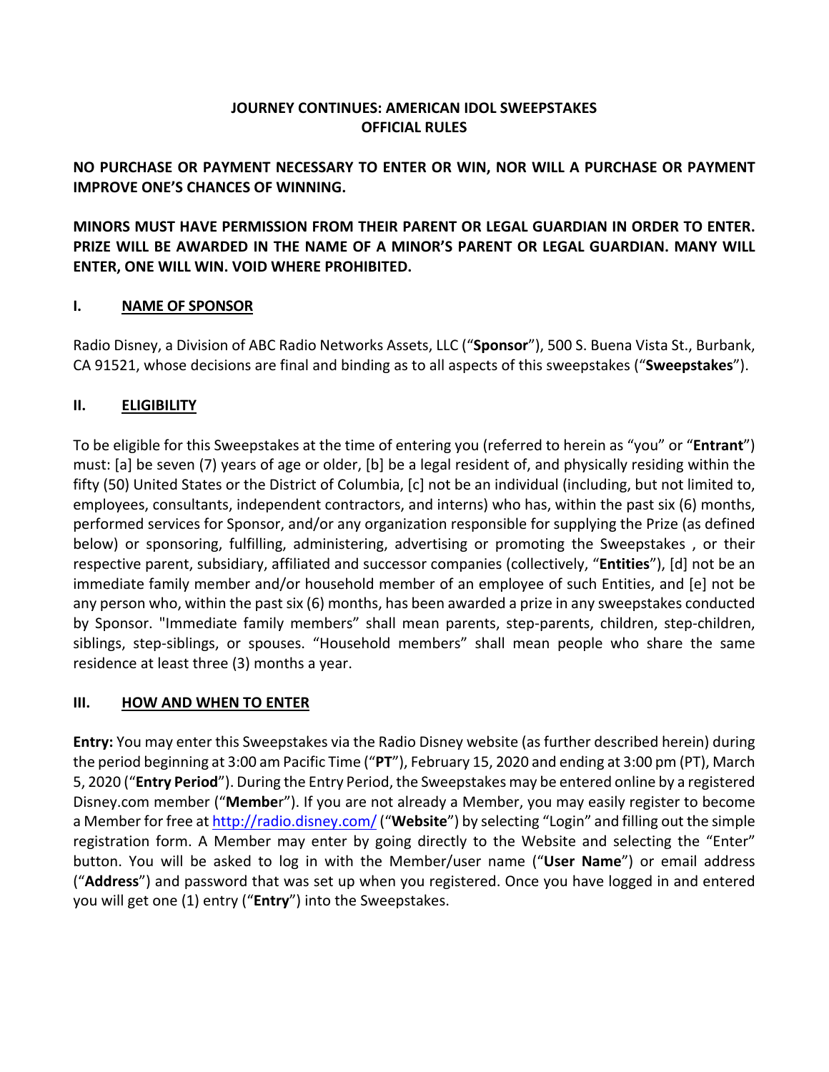# JOURNEY CONTINUES: AMERICAN IDOL SWEEPSTAKES
# OFFICIAL RULES

**NO PURCHASE OR PAYMENT NECESSARY TO ENTER OR WIN, NOR WILL A PURCHASE OR PAYMENT IMPROVE ONE'S CHANCES OF WINNING.**

**MINORS MUST HAVE PERMISSION FROM THEIR PARENT OR LEGAL GUARDIAN IN ORDER TO ENTER. PRIZE WILL BE AWARDED IN THE NAME OF A MINOR'S PARENT OR LEGAL GUARDIAN. MANY WILL ENTER, ONE WILL WIN. VOID WHERE PROHIBITED.**

## I. NAME OF SPONSOR

Radio Disney, a Division of ABC Radio Networks Assets, LLC ("**Sponsor**"), 500 S. Buena Vista St., Burbank, CA 91521, whose decisions are final and binding as to all aspects of this sweepstakes ("**Sweepstakes**").

## II. ELIGIBILITY

To be eligible for this Sweepstakes at the time of entering you (referred to herein as "you" or "**Entrant**") must: [a] be seven (7) years of age or older, [b] be a legal resident of, and physically residing within the fifty (50) United States or the District of Columbia, [c] not be an individual (including, but not limited to, employees, consultants, independent contractors, and interns) who has, within the past six (6) months, performed services for Sponsor, and/or any organization responsible for supplying the Prize (as defined below) or sponsoring, fulfilling, administering, advertising or promoting the Sweepstakes , or their respective parent, subsidiary, affiliated and successor companies (collectively, "**Entities**"), [d] not be an immediate family member and/or household member of an employee of such Entities, and [e] not be any person who, within the past six (6) months, has been awarded a prize in any sweepstakes conducted by Sponsor. "Immediate family members" shall mean parents, step-parents, children, step-children, siblings, step-siblings, or spouses. "Household members" shall mean people who share the same residence at least three (3) months a year.

## III. HOW AND WHEN TO ENTER

**Entry:** You may enter this Sweepstakes via the Radio Disney website (as further described herein) during the period beginning at 3:00 am Pacific Time ("**PT**"), February 15, 2020 and ending at 3:00 pm (PT), March 5, 2020 ("**Entry Period**"). During the Entry Period, the Sweepstakes may be entered online by a registered Disney.com member ("**Member**"). If you are not already a Member, you may easily register to become a Member for free at http://radio.disney.com/ ("**Website**") by selecting "Login" and filling out the simple registration form. A Member may enter by going directly to the Website and selecting the "Enter" button. You will be asked to log in with the Member/user name ("**User Name**") or email address ("**Address**") and password that was set up when you registered. Once you have logged in and entered you will get one (1) entry ("**Entry**") into the Sweepstakes.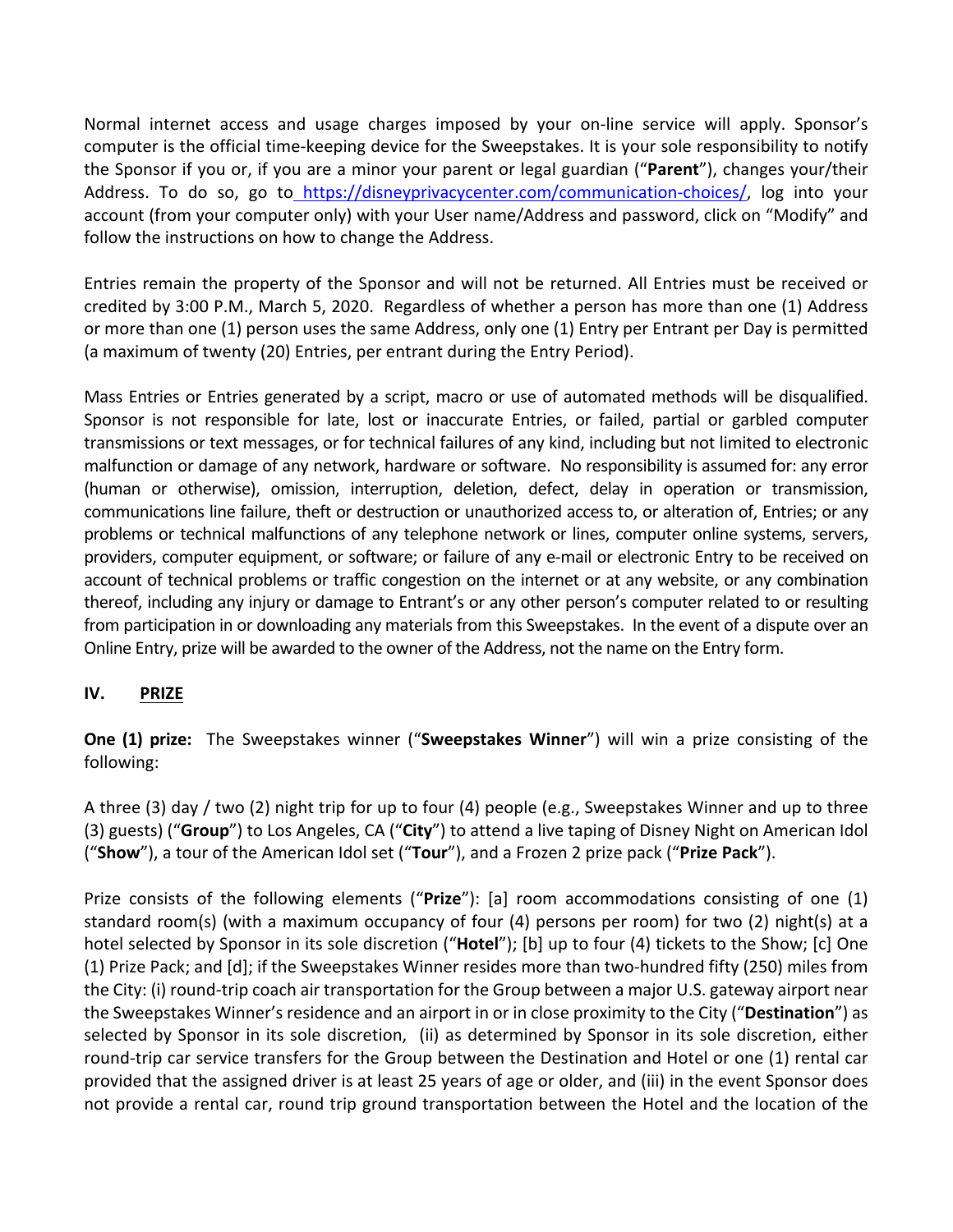Normal internet access and usage charges imposed by your on-line service will apply. Sponsor's computer is the official time-keeping device for the Sweepstakes. It is your sole responsibility to notify the Sponsor if you or, if you are a minor your parent or legal guardian ("**Parent**"), changes your/their Address. To do so, go to https://disneyprivacycenter.com/communication-choices/, log into your account (from your computer only) with your User name/Address and password, click on "Modify" and follow the instructions on how to change the Address.

Entries remain the property of the Sponsor and will not be returned. All Entries must be received or credited by 3:00 P.M., March 5, 2020. Regardless of whether a person has more than one (1) Address or more than one (1) person uses the same Address, only one (1) Entry per Entrant per Day is permitted (a maximum of twenty (20) Entries, per entrant during the Entry Period).

Mass Entries or Entries generated by a script, macro or use of automated methods will be disqualified. Sponsor is not responsible for late, lost or inaccurate Entries, or failed, partial or garbled computer transmissions or text messages, or for technical failures of any kind, including but not limited to electronic malfunction or damage of any network, hardware or software. No responsibility is assumed for: any error (human or otherwise), omission, interruption, deletion, defect, delay in operation or transmission, communications line failure, theft or destruction or unauthorized access to, or alteration of, Entries; or any problems or technical malfunctions of any telephone network or lines, computer online systems, servers, providers, computer equipment, or software; or failure of any e-mail or electronic Entry to be received on account of technical problems or traffic congestion on the internet or at any website, or any combination thereof, including any injury or damage to Entrant's or any other person's computer related to or resulting from participation in or downloading any materials from this Sweepstakes. In the event of a dispute over an Online Entry, prize will be awarded to the owner of the Address, not the name on the Entry form.

## IV. PRIZE

**One (1) prize:** The Sweepstakes winner ("**Sweepstakes Winner**") will win a prize consisting of the following:

A three (3) day / two (2) night trip for up to four (4) people (e.g., Sweepstakes Winner and up to three (3) guests) ("**Group**") to Los Angeles, CA ("**City**") to attend a live taping of Disney Night on American Idol ("**Show**"), a tour of the American Idol set ("**Tour**"), and a Frozen 2 prize pack ("**Prize Pack**").

Prize consists of the following elements ("**Prize**"): [a] room accommodations consisting of one (1) standard room(s) (with a maximum occupancy of four (4) persons per room) for two (2) night(s) at a hotel selected by Sponsor in its sole discretion ("**Hotel**"); [b] up to four (4) tickets to the Show; [c] One (1) Prize Pack; and [d]; if the Sweepstakes Winner resides more than two-hundred fifty (250) miles from the City: (i) round-trip coach air transportation for the Group between a major U.S. gateway airport near the Sweepstakes Winner's residence and an airport in or in close proximity to the City ("**Destination**") as selected by Sponsor in its sole discretion, (ii) as determined by Sponsor in its sole discretion, either round-trip car service transfers for the Group between the Destination and Hotel or one (1) rental car provided that the assigned driver is at least 25 years of age or older, and (iii) in the event Sponsor does not provide a rental car, round trip ground transportation between the Hotel and the location of the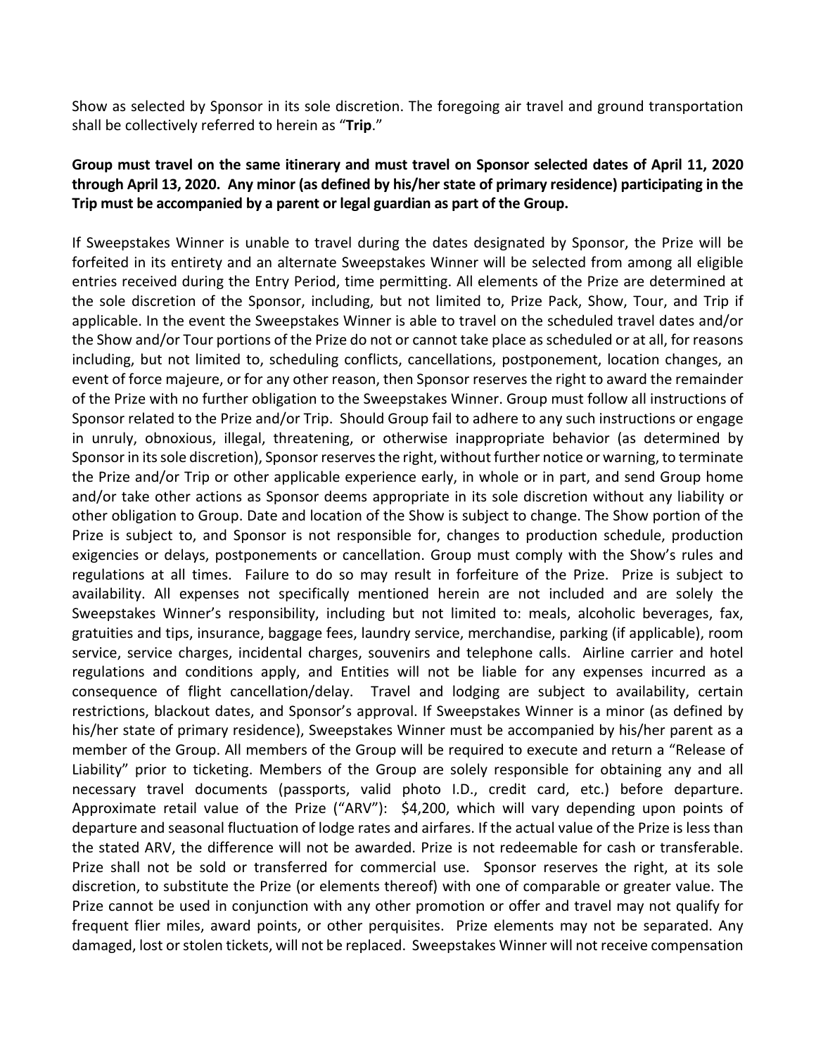Show as selected by Sponsor in its sole discretion. The foregoing air travel and ground transportation shall be collectively referred to herein as "**Trip**."

**Group must travel on the same itinerary and must travel on Sponsor selected dates of April 11, 2020 through April 13, 2020. Any minor (as defined by his/her state of primary residence) participating in the Trip must be accompanied by a parent or legal guardian as part of the Group.**

If Sweepstakes Winner is unable to travel during the dates designated by Sponsor, the Prize will be forfeited in its entirety and an alternate Sweepstakes Winner will be selected from among all eligible entries received during the Entry Period, time permitting. All elements of the Prize are determined at the sole discretion of the Sponsor, including, but not limited to, Prize Pack, Show, Tour, and Trip if applicable. In the event the Sweepstakes Winner is able to travel on the scheduled travel dates and/or the Show and/or Tour portions of the Prize do not or cannot take place as scheduled or at all, for reasons including, but not limited to, scheduling conflicts, cancellations, postponement, location changes, an event of force majeure, or for any other reason, then Sponsor reserves the right to award the remainder of the Prize with no further obligation to the Sweepstakes Winner. Group must follow all instructions of Sponsor related to the Prize and/or Trip. Should Group fail to adhere to any such instructions or engage in unruly, obnoxious, illegal, threatening, or otherwise inappropriate behavior (as determined by Sponsor in its sole discretion), Sponsor reserves the right, without further notice or warning, to terminate the Prize and/or Trip or other applicable experience early, in whole or in part, and send Group home and/or take other actions as Sponsor deems appropriate in its sole discretion without any liability or other obligation to Group. Date and location of the Show is subject to change. The Show portion of the Prize is subject to, and Sponsor is not responsible for, changes to production schedule, production exigencies or delays, postponements or cancellation. Group must comply with the Show's rules and regulations at all times. Failure to do so may result in forfeiture of the Prize. Prize is subject to availability. All expenses not specifically mentioned herein are not included and are solely the Sweepstakes Winner's responsibility, including but not limited to: meals, alcoholic beverages, fax, gratuities and tips, insurance, baggage fees, laundry service, merchandise, parking (if applicable), room service, service charges, incidental charges, souvenirs and telephone calls. Airline carrier and hotel regulations and conditions apply, and Entities will not be liable for any expenses incurred as a consequence of flight cancellation/delay. Travel and lodging are subject to availability, certain restrictions, blackout dates, and Sponsor's approval. If Sweepstakes Winner is a minor (as defined by his/her state of primary residence), Sweepstakes Winner must be accompanied by his/her parent as a member of the Group. All members of the Group will be required to execute and return a "Release of Liability" prior to ticketing. Members of the Group are solely responsible for obtaining any and all necessary travel documents (passports, valid photo I.D., credit card, etc.) before departure. Approximate retail value of the Prize ("ARV"): $4,200, which will vary depending upon points of departure and seasonal fluctuation of lodge rates and airfares. If the actual value of the Prize is less than the stated ARV, the difference will not be awarded. Prize is not redeemable for cash or transferable. Prize shall not be sold or transferred for commercial use. Sponsor reserves the right, at its sole discretion, to substitute the Prize (or elements thereof) with one of comparable or greater value. The Prize cannot be used in conjunction with any other promotion or offer and travel may not qualify for frequent flier miles, award points, or other perquisites. Prize elements may not be separated. Any damaged, lost or stolen tickets, will not be replaced. Sweepstakes Winner will not receive compensation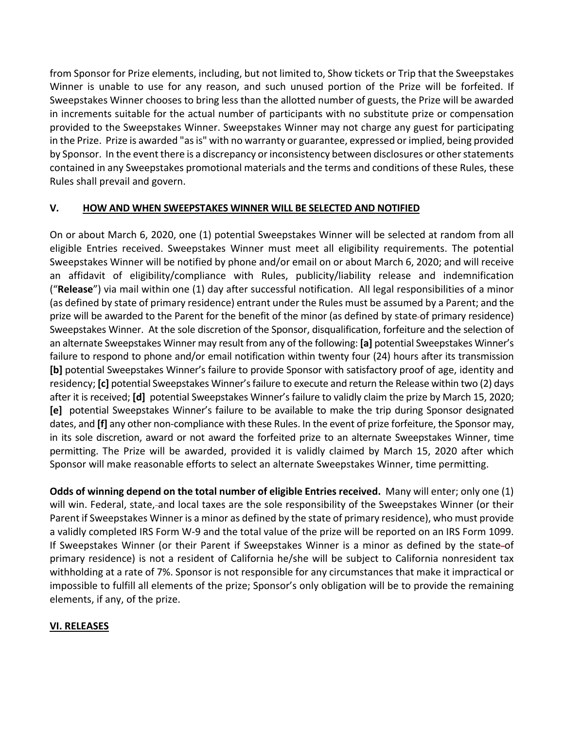from Sponsor for Prize elements, including, but not limited to, Show tickets or Trip that the Sweepstakes Winner is unable to use for any reason, and such unused portion of the Prize will be forfeited. If Sweepstakes Winner chooses to bring less than the allotted number of guests, the Prize will be awarded in increments suitable for the actual number of participants with no substitute prize or compensation provided to the Sweepstakes Winner. Sweepstakes Winner may not charge any guest for participating in the Prize. Prize is awarded "as is" with no warranty or guarantee, expressed or implied, being provided by Sponsor. In the event there is a discrepancy or inconsistency between disclosures or other statements contained in any Sweepstakes promotional materials and the terms and conditions of these Rules, these Rules shall prevail and govern.

## V. HOW AND WHEN SWEEPSTAKES WINNER WILL BE SELECTED AND NOTIFIED

On or about March 6, 2020, one (1) potential Sweepstakes Winner will be selected at random from all eligible Entries received. Sweepstakes Winner must meet all eligibility requirements. The potential Sweepstakes Winner will be notified by phone and/or email on or about March 6, 2020; and will receive an affidavit of eligibility/compliance with Rules, publicity/liability release and indemnification ("**Release**") via mail within one (1) day after successful notification. All legal responsibilities of a minor (as defined by state of primary residence) entrant under the Rules must be assumed by a Parent; and the prize will be awarded to the Parent for the benefit of the minor (as defined by state of primary residence) Sweepstakes Winner. At the sole discretion of the Sponsor, disqualification, forfeiture and the selection of an alternate Sweepstakes Winner may result from any of the following: **[a]** potential Sweepstakes Winner's failure to respond to phone and/or email notification within twenty four (24) hours after its transmission **[b]** potential Sweepstakes Winner's failure to provide Sponsor with satisfactory proof of age, identity and residency; **[c]** potential Sweepstakes Winner's failure to execute and return the Release within two (2) days after it is received; **[d]** potential Sweepstakes Winner's failure to validly claim the prize by March 15, 2020; **[e]** potential Sweepstakes Winner's failure to be available to make the trip during Sponsor designated dates, and **[f]** any other non-compliance with these Rules. In the event of prize forfeiture, the Sponsor may, in its sole discretion, award or not award the forfeited prize to an alternate Sweepstakes Winner, time permitting. The Prize will be awarded, provided it is validly claimed by March 15, 2020 after which Sponsor will make reasonable efforts to select an alternate Sweepstakes Winner, time permitting.

**Odds of winning depend on the total number of eligible Entries received.** Many will enter; only one (1) will win. Federal, state, and local taxes are the sole responsibility of the Sweepstakes Winner (or their Parent if Sweepstakes Winner is a minor as defined by the state of primary residence), who must provide a validly completed IRS Form W-9 and the total value of the prize will be reported on an IRS Form 1099. If Sweepstakes Winner (or their Parent if Sweepstakes Winner is a minor as defined by the state of primary residence) is not a resident of California he/she will be subject to California nonresident tax withholding at a rate of 7%. Sponsor is not responsible for any circumstances that make it impractical or impossible to fulfill all elements of the prize; Sponsor's only obligation will be to provide the remaining elements, if any, of the prize.

## VI. RELEASES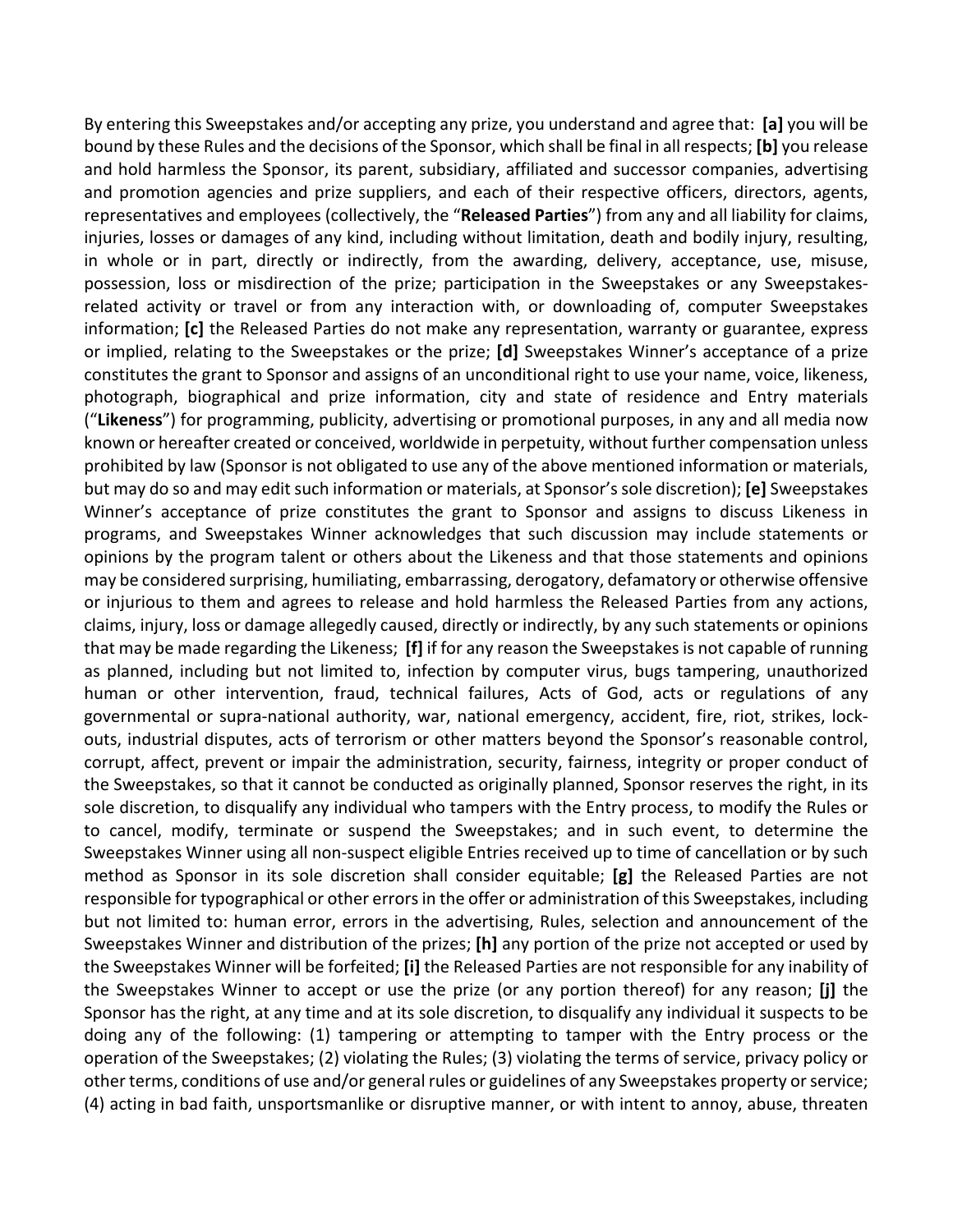By entering this Sweepstakes and/or accepting any prize, you understand and agree that: **[a]** you will be bound by these Rules and the decisions of the Sponsor, which shall be final in all respects; **[b]** you release and hold harmless the Sponsor, its parent, subsidiary, affiliated and successor companies, advertising and promotion agencies and prize suppliers, and each of their respective officers, directors, agents, representatives and employees (collectively, the "**Released Parties**") from any and all liability for claims, injuries, losses or damages of any kind, including without limitation, death and bodily injury, resulting, in whole or in part, directly or indirectly, from the awarding, delivery, acceptance, use, misuse, possession, loss or misdirection of the prize; participation in the Sweepstakes or any Sweepstakes-related activity or travel or from any interaction with, or downloading of, computer Sweepstakes information; **[c]** the Released Parties do not make any representation, warranty or guarantee, express or implied, relating to the Sweepstakes or the prize; **[d]** Sweepstakes Winner's acceptance of a prize constitutes the grant to Sponsor and assigns of an unconditional right to use your name, voice, likeness, photograph, biographical and prize information, city and state of residence and Entry materials ("**Likeness**") for programming, publicity, advertising or promotional purposes, in any and all media now known or hereafter created or conceived, worldwide in perpetuity, without further compensation unless prohibited by law (Sponsor is not obligated to use any of the above mentioned information or materials, but may do so and may edit such information or materials, at Sponsor's sole discretion); **[e]** Sweepstakes Winner's acceptance of prize constitutes the grant to Sponsor and assigns to discuss Likeness in programs, and Sweepstakes Winner acknowledges that such discussion may include statements or opinions by the program talent or others about the Likeness and that those statements and opinions may be considered surprising, humiliating, embarrassing, derogatory, defamatory or otherwise offensive or injurious to them and agrees to release and hold harmless the Released Parties from any actions, claims, injury, loss or damage allegedly caused, directly or indirectly, by any such statements or opinions that may be made regarding the Likeness; **[f]** if for any reason the Sweepstakes is not capable of running as planned, including but not limited to, infection by computer virus, bugs tampering, unauthorized human or other intervention, fraud, technical failures, Acts of God, acts or regulations of any governmental or supra-national authority, war, national emergency, accident, fire, riot, strikes, lock-outs, industrial disputes, acts of terrorism or other matters beyond the Sponsor's reasonable control, corrupt, affect, prevent or impair the administration, security, fairness, integrity or proper conduct of the Sweepstakes, so that it cannot be conducted as originally planned, Sponsor reserves the right, in its sole discretion, to disqualify any individual who tampers with the Entry process, to modify the Rules or to cancel, modify, terminate or suspend the Sweepstakes; and in such event, to determine the Sweepstakes Winner using all non-suspect eligible Entries received up to time of cancellation or by such method as Sponsor in its sole discretion shall consider equitable; **[g]** the Released Parties are not responsible for typographical or other errors in the offer or administration of this Sweepstakes, including but not limited to: human error, errors in the advertising, Rules, selection and announcement of the Sweepstakes Winner and distribution of the prizes; **[h]** any portion of the prize not accepted or used by the Sweepstakes Winner will be forfeited; **[i]** the Released Parties are not responsible for any inability of the Sweepstakes Winner to accept or use the prize (or any portion thereof) for any reason; **[j]** the Sponsor has the right, at any time and at its sole discretion, to disqualify any individual it suspects to be doing any of the following: (1) tampering or attempting to tamper with the Entry process or the operation of the Sweepstakes; (2) violating the Rules; (3) violating the terms of service, privacy policy or other terms, conditions of use and/or general rules or guidelines of any Sweepstakes property or service; (4) acting in bad faith, unsportsmanlike or disruptive manner, or with intent to annoy, abuse, threaten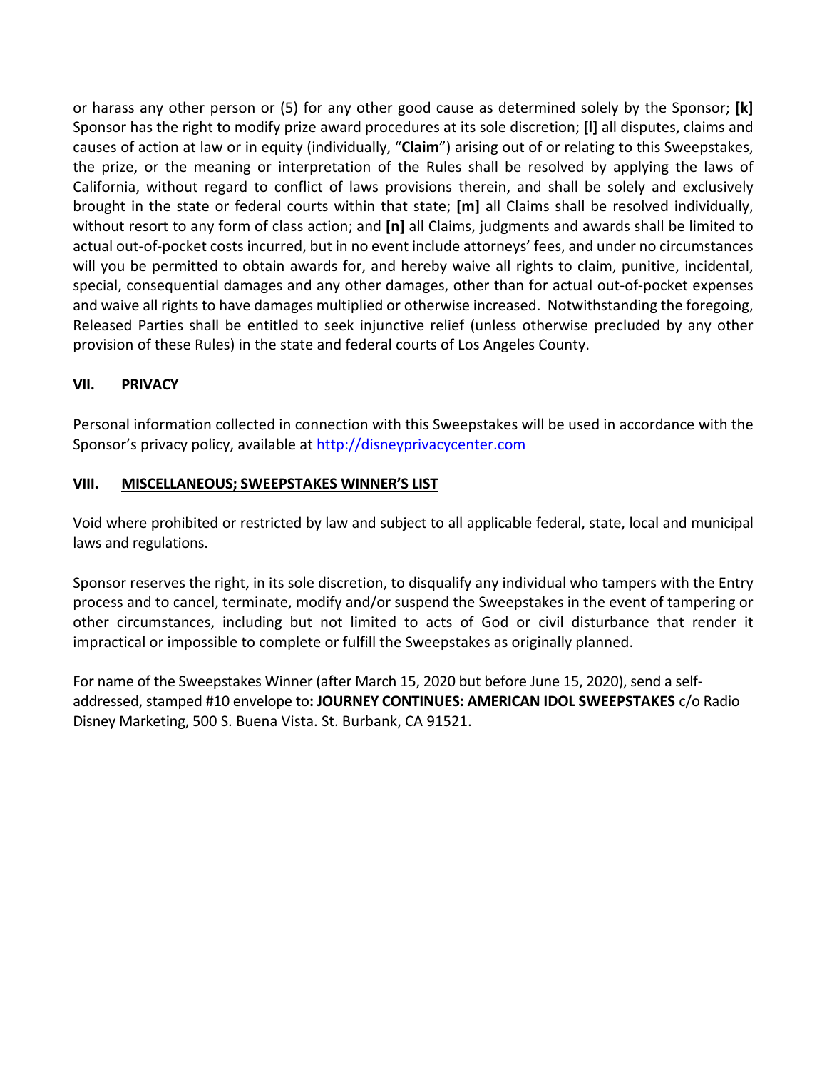or harass any other person or (5) for any other good cause as determined solely by the Sponsor; **[k]** Sponsor has the right to modify prize award procedures at its sole discretion; **[l]** all disputes, claims and causes of action at law or in equity (individually, "**Claim**") arising out of or relating to this Sweepstakes, the prize, or the meaning or interpretation of the Rules shall be resolved by applying the laws of California, without regard to conflict of laws provisions therein, and shall be solely and exclusively brought in the state or federal courts within that state; **[m]** all Claims shall be resolved individually, without resort to any form of class action; and **[n]** all Claims, judgments and awards shall be limited to actual out-of-pocket costs incurred, but in no event include attorneys' fees, and under no circumstances will you be permitted to obtain awards for, and hereby waive all rights to claim, punitive, incidental, special, consequential damages and any other damages, other than for actual out-of-pocket expenses and waive all rights to have damages multiplied or otherwise increased. Notwithstanding the foregoing, Released Parties shall be entitled to seek injunctive relief (unless otherwise precluded by any other provision of these Rules) in the state and federal courts of Los Angeles County.

## VII. PRIVACY

Personal information collected in connection with this Sweepstakes will be used in accordance with the Sponsor's privacy policy, available at http://disneyprivacycenter.com

## VIII. MISCELLANEOUS; SWEEPSTAKES WINNER'S LIST

Void where prohibited or restricted by law and subject to all applicable federal, state, local and municipal laws and regulations.

Sponsor reserves the right, in its sole discretion, to disqualify any individual who tampers with the Entry process and to cancel, terminate, modify and/or suspend the Sweepstakes in the event of tampering or other circumstances, including but not limited to acts of God or civil disturbance that render it impractical or impossible to complete or fulfill the Sweepstakes as originally planned.

For name of the Sweepstakes Winner (after March 15, 2020 but before June 15, 2020), send a self-addressed, stamped #10 envelope to**: JOURNEY CONTINUES: AMERICAN IDOL SWEEPSTAKES** c/o Radio Disney Marketing, 500 S. Buena Vista. St. Burbank, CA 91521.